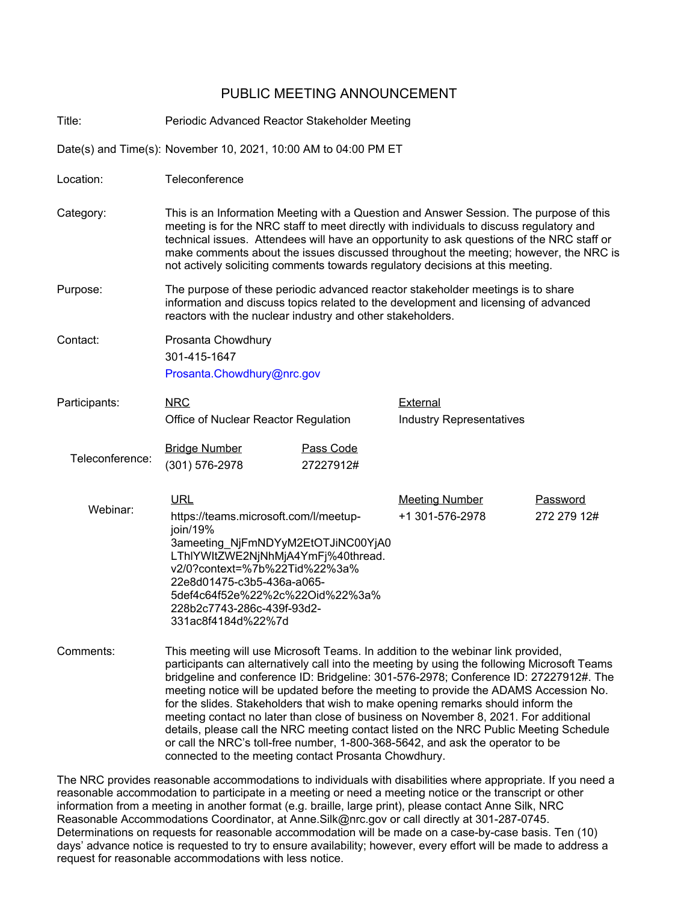# PUBLIC MEETING ANNOUNCEMENT

**Title:** Periodic Advanced Reactor Stakeholder Meeting

**Date(s) and Time(s):** November 10, 2021, 10:00 AM to 04:00 PM ET

**Location:** Teleconference

**Category:** This is an Information Meeting with a Question and Answer Session. The purpose of this meeting is for the NRC staff to meet directly with individuals to discuss regulatory and technical issues. Attendees will have an opportunity to ask questions of the NRC staff or make comments about the issues discussed throughout the meeting; however, the NRC is not actively soliciting comments towards regulatory decisions at this meeting.

**Purpose:** The purpose of these periodic advanced reactor stakeholder meetings is to share information and discuss topics related to the development and licensing of advanced reactors with the nuclear industry and other stakeholders.

**Contact:** Prosanta Chowdhury
301-415-1647
Prosanta.Chowdhury@nrc.gov

**Participants:**

| NRC | External |
| --- | --- |
| Office of Nuclear Reactor Regulation | Industry Representatives |

**Teleconference:**

| Bridge Number | Pass Code |
| --- | --- |
| (301) 576-2978 | 27227912# |

**Webinar:**

| URL | Meeting Number | Password |
| --- | --- | --- |
| https://teams.microsoft.com/l/meetup-join/19%3ameeting_NjFmNDYyM2EtOTJiNC00YjA0LThlYWItZWE2NjNhMjA4YmFj%40thread.v2/0?context=%7b%22Tid%22%3a%22e8d01475-c3b5-436a-a065-5def4c64f52e%22%2c%22Oid%22%3a%228b2c7743-286c-439f-93d2-331ac8f4184d%22%7d | +1 301-576-2978 | 272 279 12# |

**Comments:** This meeting will use Microsoft Teams. In addition to the webinar link provided, participants can alternatively call into the meeting by using the following Microsoft Teams bridgeline and conference ID: Bridgeline: 301-576-2978; Conference ID: 27227912#. The meeting notice will be updated before the meeting to provide the ADAMS Accession No. for the slides. Stakeholders that wish to make opening remarks should inform the meeting contact no later than close of business on November 8, 2021. For additional details, please call the NRC meeting contact listed on the NRC Public Meeting Schedule or call the NRC's toll-free number, 1-800-368-5642, and ask the operator to be connected to the meeting contact Prosanta Chowdhury.

The NRC provides reasonable accommodations to individuals with disabilities where appropriate. If you need a reasonable accommodation to participate in a meeting or need a meeting notice or the transcript or other information from a meeting in another format (e.g. braille, large print), please contact Anne Silk, NRC Reasonable Accommodations Coordinator, at Anne.Silk@nrc.gov or call directly at 301-287-0745. Determinations on requests for reasonable accommodation will be made on a case-by-case basis. Ten (10) days' advance notice is requested to try to ensure availability; however, every effort will be made to address a request for reasonable accommodations with less notice.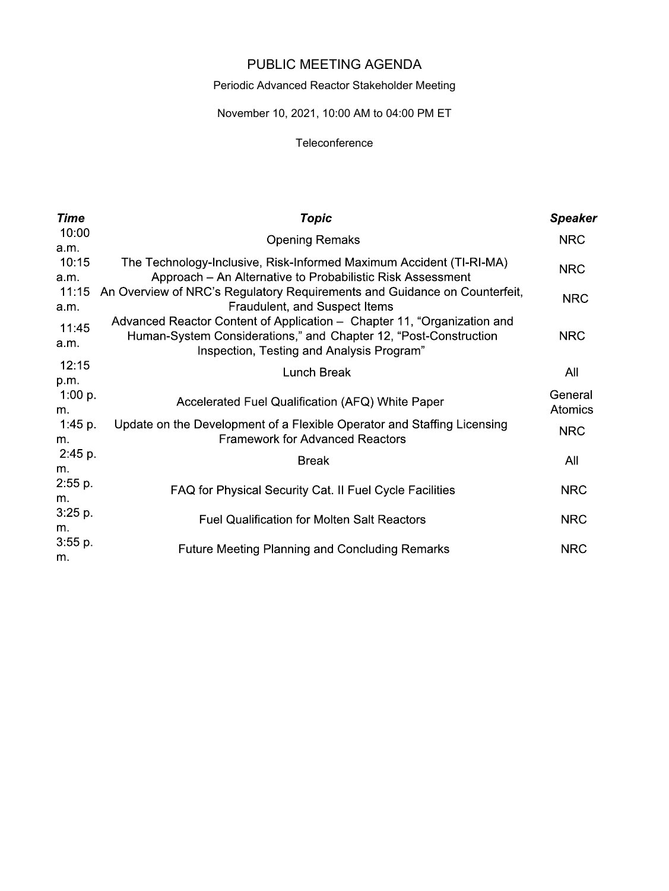# PUBLIC MEETING AGENDA

Periodic Advanced Reactor Stakeholder Meeting

November 10, 2021, 10:00 AM to 04:00 PM ET

Teleconference

| ***Time*** | ***Topic*** | ***Speaker*** |
|---|---|---|
| 10:00 a.m. | Opening Remaks | NRC |
| 10:15 a.m. | The Technology-Inclusive, Risk-Informed Maximum Accident (TI-RI-MA) Approach – An Alternative to Probabilistic Risk Assessment | NRC |
| 11:15 a.m. | An Overview of NRC's Regulatory Requirements and Guidance on Counterfeit, Fraudulent, and Suspect Items | NRC |
| 11:45 a.m. | Advanced Reactor Content of Application – Chapter 11, "Organization and Human-System Considerations," and Chapter 12, "Post-Construction Inspection, Testing and Analysis Program" | NRC |
| 12:15 p.m. | Lunch Break | All |
| 1:00 p. m. | Accelerated Fuel Qualification (AFQ) White Paper | General Atomics |
| 1:45 p. m. | Update on the Development of a Flexible Operator and Staffing Licensing Framework for Advanced Reactors | NRC |
| 2:45 p. m. | Break | All |
| 2:55 p. m. | FAQ for Physical Security Cat. II Fuel Cycle Facilities | NRC |
| 3:25 p. m. | Fuel Qualification for Molten Salt Reactors | NRC |
| 3:55 p. m. | Future Meeting Planning and Concluding Remarks | NRC |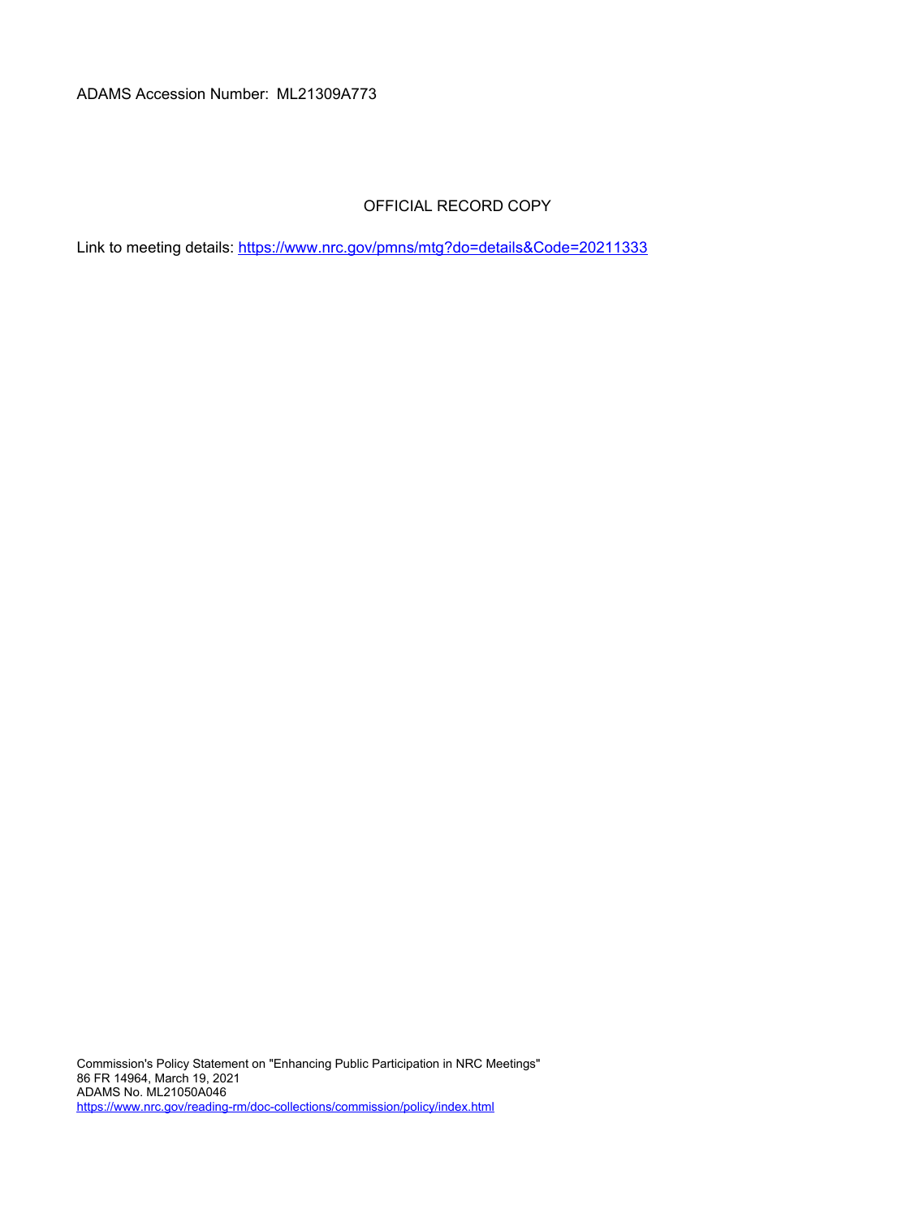ADAMS Accession Number: ML21309A773

OFFICIAL RECORD COPY

Link to meeting details: https://www.nrc.gov/pmns/mtg?do=details&Code=20211333

Commission's Policy Statement on "Enhancing Public Participation in NRC Meetings"
86 FR 14964, March 19, 2021
ADAMS No. ML21050A046
https://www.nrc.gov/reading-rm/doc-collections/commission/policy/index.html